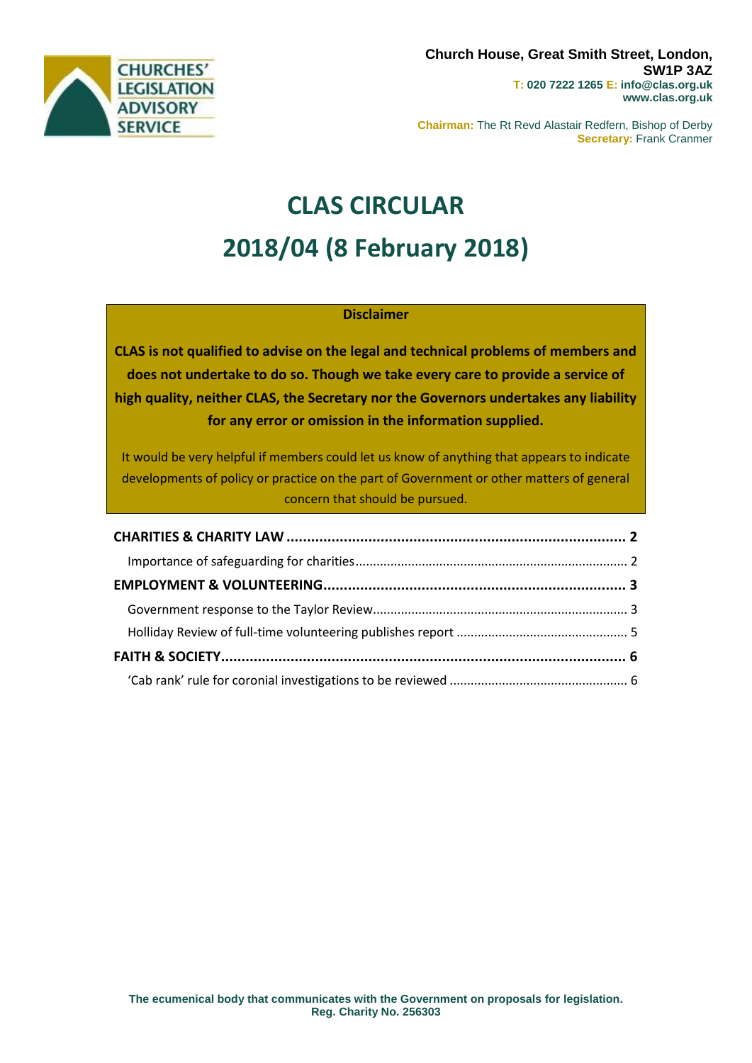CHURCHES' LEGISLATION ADVISORY SERVICE

**Church House, Great Smith Street, London, SW1P 3AZ**
**T: 020 7222 1265 E: info@clas.org.uk**
**www.clas.org.uk**

**Chairman:** The Rt Revd Alastair Redfern, Bishop of Derby
**Secretary:** Frank Cranmer

# CLAS CIRCULAR

# 2018/04 (8 February 2018)

**Disclaimer**

**CLAS is not qualified to advise on the legal and technical problems of members and does not undertake to do so. Though we take every care to provide a service of high quality, neither CLAS, the Secretary nor the Governors undertakes any liability for any error or omission in the information supplied.**

It would be very helpful if members could let us know of anything that appears to indicate developments of policy or practice on the part of Government or other matters of general concern that should be pursued.

**CHARITIES & CHARITY LAW .................................................................................. 2**
Importance of safeguarding for charities ............................................................................ 2
**EMPLOYMENT & VOLUNTEERING ........................................................................ 3**
Government response to the Taylor Review ........................................................................ 3
Holliday Review of full-time volunteering publishes report ................................................ 5
**FAITH & SOCIETY ..................................................................................................... 6**
'Cab rank' rule for coronial investigations to be reviewed .................................................. 6

**The ecumenical body that communicates with the Government on proposals for legislation.**
**Reg. Charity No. 256303**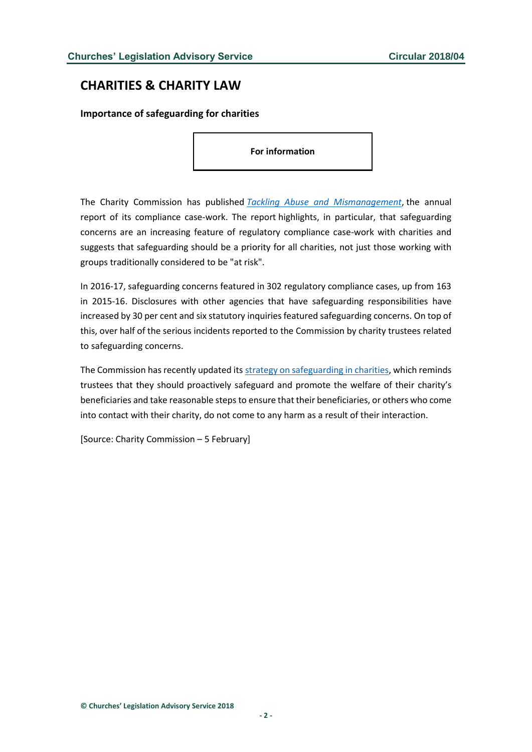## CHARITIES & CHARITY LAW

### Importance of safeguarding for charities

**For information**

The Charity Commission has published *Tackling Abuse and Mismanagement*, the annual report of its compliance case-work. The report highlights, in particular, that safeguarding concerns are an increasing feature of regulatory compliance case-work with charities and suggests that safeguarding should be a priority for all charities, not just those working with groups traditionally considered to be "at risk".

In 2016-17, safeguarding concerns featured in 302 regulatory compliance cases, up from 163 in 2015-16. Disclosures with other agencies that have safeguarding responsibilities have increased by 30 per cent and six statutory inquiries featured safeguarding concerns. On top of this, over half of the serious incidents reported to the Commission by charity trustees related to safeguarding concerns.

The Commission has recently updated its strategy on safeguarding in charities, which reminds trustees that they should proactively safeguard and promote the welfare of their charity's beneficiaries and take reasonable steps to ensure that their beneficiaries, or others who come into contact with their charity, do not come to any harm as a result of their interaction.

[Source: Charity Commission – 5 February]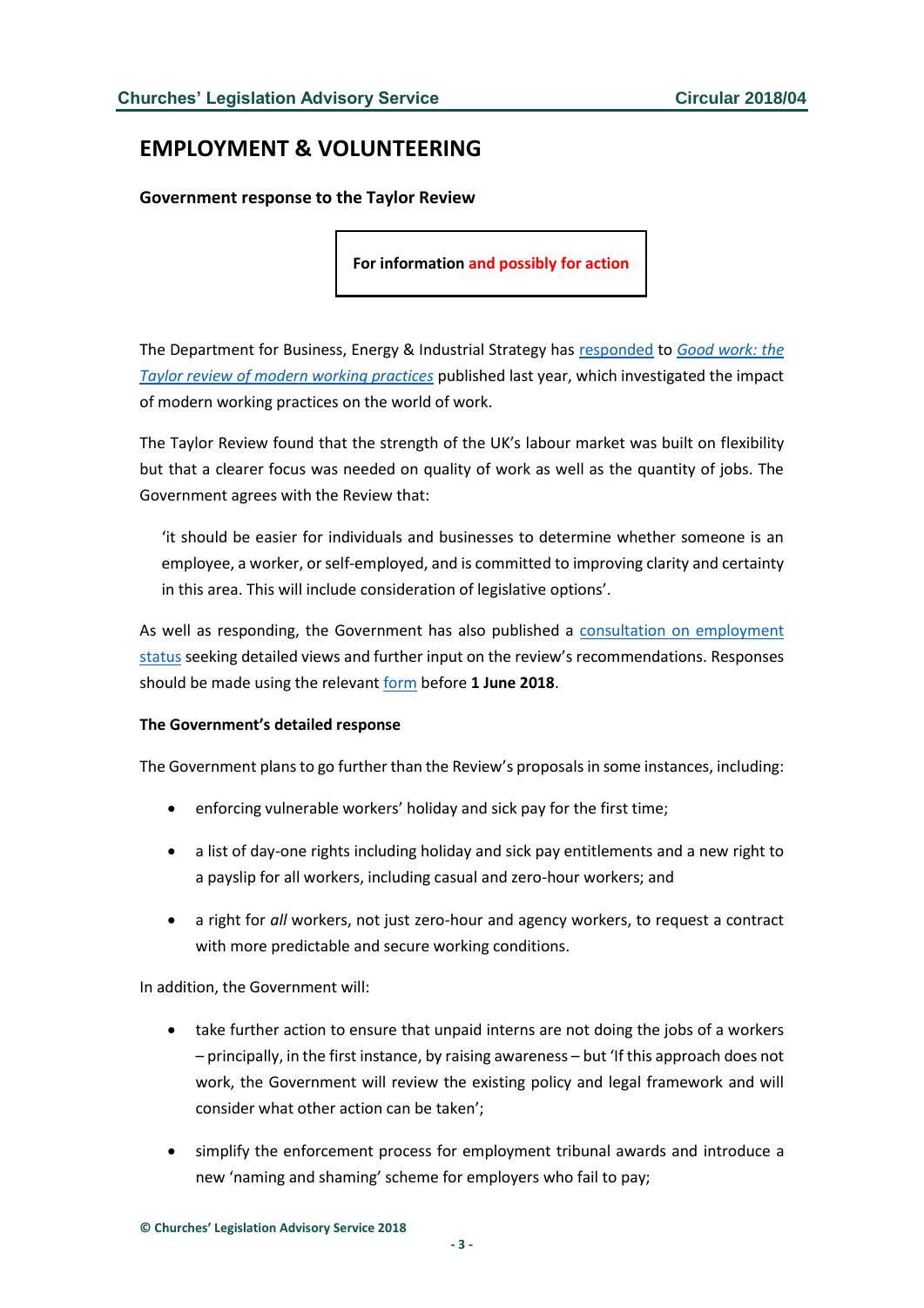# EMPLOYMENT & VOLUNTEERING

### Government response to the Taylor Review

**For information and possibly for action**

The Department for Business, Energy & Industrial Strategy has responded to *Good work: the Taylor review of modern working practices* published last year, which investigated the impact of modern working practices on the world of work.

The Taylor Review found that the strength of the UK's labour market was built on flexibility but that a clearer focus was needed on quality of work as well as the quantity of jobs. The Government agrees with the Review that:

> 'it should be easier for individuals and businesses to determine whether someone is an employee, a worker, or self-employed, and is committed to improving clarity and certainty in this area. This will include consideration of legislative options'.

As well as responding, the Government has also published a consultation on employment status seeking detailed views and further input on the review's recommendations. Responses should be made using the relevant form before **1 June 2018**.

**The Government's detailed response**

The Government plans to go further than the Review's proposals in some instances, including:

- enforcing vulnerable workers' holiday and sick pay for the first time;
- a list of day-one rights including holiday and sick pay entitlements and a new right to a payslip for all workers, including casual and zero-hour workers; and
- a right for *all* workers, not just zero-hour and agency workers, to request a contract with more predictable and secure working conditions.

In addition, the Government will:

- take further action to ensure that unpaid interns are not doing the jobs of a workers – principally, in the first instance, by raising awareness – but 'If this approach does not work, the Government will review the existing policy and legal framework and will consider what other action can be taken';
- simplify the enforcement process for employment tribunal awards and introduce a new 'naming and shaming' scheme for employers who fail to pay;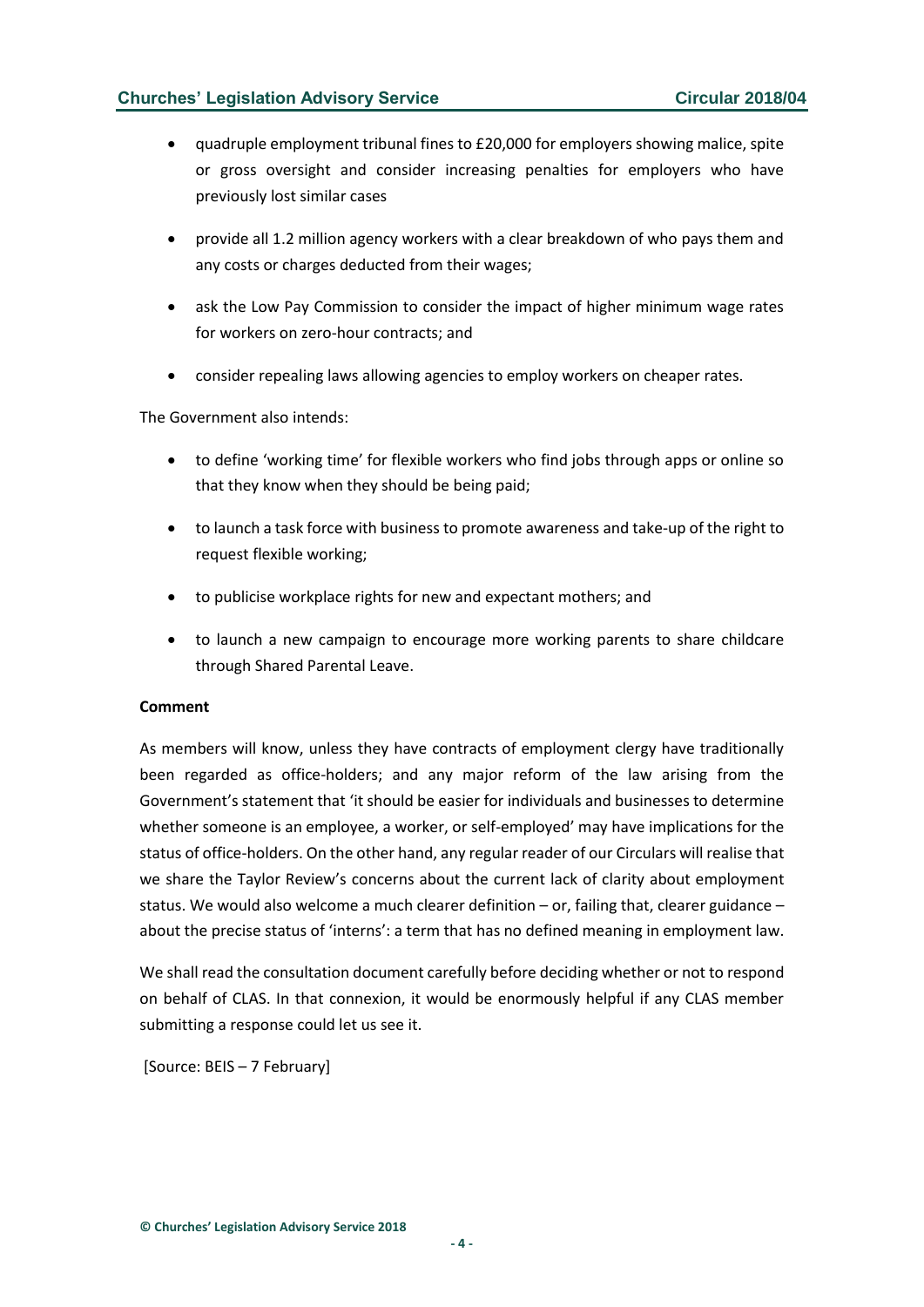- quadruple employment tribunal fines to £20,000 for employers showing malice, spite or gross oversight and consider increasing penalties for employers who have previously lost similar cases
- provide all 1.2 million agency workers with a clear breakdown of who pays them and any costs or charges deducted from their wages;
- ask the Low Pay Commission to consider the impact of higher minimum wage rates for workers on zero-hour contracts; and
- consider repealing laws allowing agencies to employ workers on cheaper rates.

The Government also intends:

- to define 'working time' for flexible workers who find jobs through apps or online so that they know when they should be being paid;
- to launch a task force with business to promote awareness and take-up of the right to request flexible working;
- to publicise workplace rights for new and expectant mothers; and
- to launch a new campaign to encourage more working parents to share childcare through Shared Parental Leave.

**Comment**

As members will know, unless they have contracts of employment clergy have traditionally been regarded as office-holders; and any major reform of the law arising from the Government's statement that 'it should be easier for individuals and businesses to determine whether someone is an employee, a worker, or self-employed' may have implications for the status of office-holders. On the other hand, any regular reader of our Circulars will realise that we share the Taylor Review's concerns about the current lack of clarity about employment status. We would also welcome a much clearer definition – or, failing that, clearer guidance – about the precise status of 'interns': a term that has no defined meaning in employment law.

We shall read the consultation document carefully before deciding whether or not to respond on behalf of CLAS. In that connexion, it would be enormously helpful if any CLAS member submitting a response could let us see it.

[Source: BEIS – 7 February]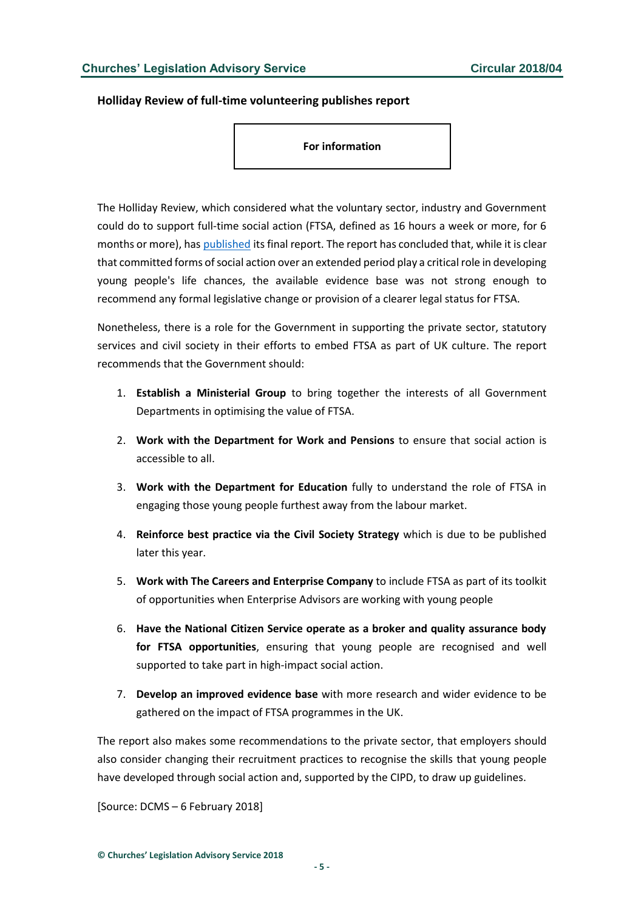### Holliday Review of full-time volunteering publishes report

**For information**

The Holliday Review, which considered what the voluntary sector, industry and Government could do to support full-time social action (FTSA, defined as 16 hours a week or more, for 6 months or more), has published its final report. The report has concluded that, while it is clear that committed forms of social action over an extended period play a critical role in developing young people's life chances, the available evidence base was not strong enough to recommend any formal legislative change or provision of a clearer legal status for FTSA.

Nonetheless, there is a role for the Government in supporting the private sector, statutory services and civil society in their efforts to embed FTSA as part of UK culture. The report recommends that the Government should:

1. **Establish a Ministerial Group** to bring together the interests of all Government Departments in optimising the value of FTSA.
2. **Work with the Department for Work and Pensions** to ensure that social action is accessible to all.
3. **Work with the Department for Education** fully to understand the role of FTSA in engaging those young people furthest away from the labour market.
4. **Reinforce best practice via the Civil Society Strategy** which is due to be published later this year.
5. **Work with The Careers and Enterprise Company** to include FTSA as part of its toolkit of opportunities when Enterprise Advisors are working with young people
6. **Have the National Citizen Service operate as a broker and quality assurance body for FTSA opportunities**, ensuring that young people are recognised and well supported to take part in high-impact social action.
7. **Develop an improved evidence base** with more research and wider evidence to be gathered on the impact of FTSA programmes in the UK.

The report also makes some recommendations to the private sector, that employers should also consider changing their recruitment practices to recognise the skills that young people have developed through social action and, supported by the CIPD, to draw up guidelines.

[Source: DCMS – 6 February 2018]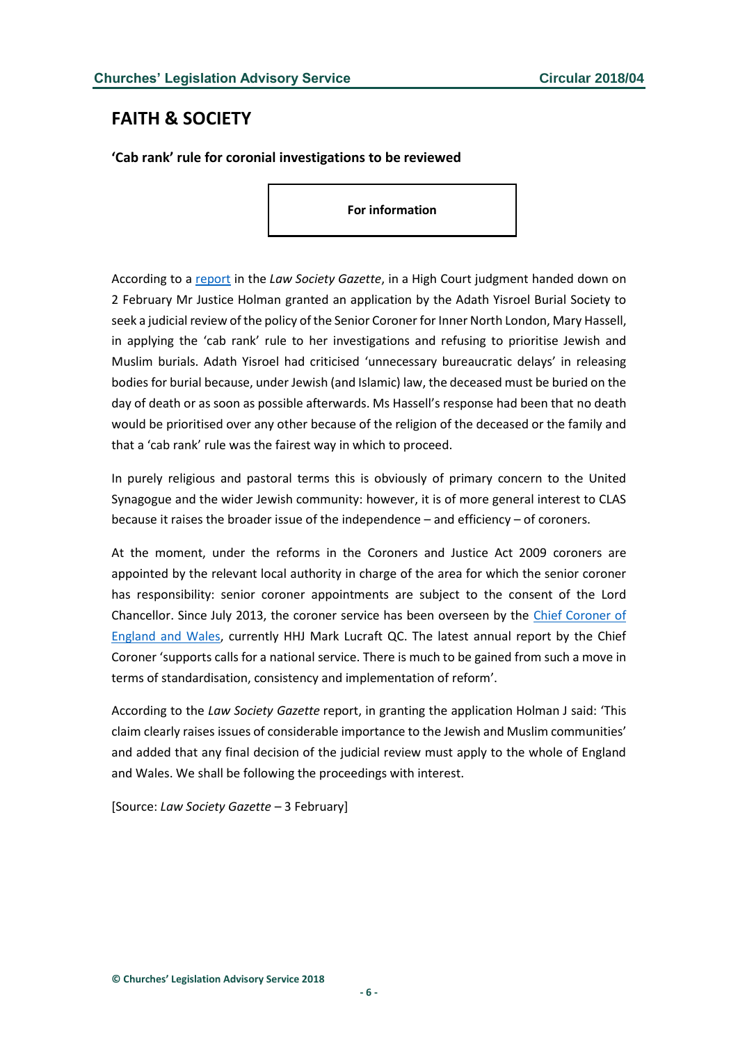## FAITH & SOCIETY

**'Cab rank' rule for coronial investigations to be reviewed**

**For information**

According to a report in the *Law Society Gazette*, in a High Court judgment handed down on 2 February Mr Justice Holman granted an application by the Adath Yisroel Burial Society to seek a judicial review of the policy of the Senior Coroner for Inner North London, Mary Hassell, in applying the 'cab rank' rule to her investigations and refusing to prioritise Jewish and Muslim burials. Adath Yisroel had criticised 'unnecessary bureaucratic delays' in releasing bodies for burial because, under Jewish (and Islamic) law, the deceased must be buried on the day of death or as soon as possible afterwards. Ms Hassell's response had been that no death would be prioritised over any other because of the religion of the deceased or the family and that a 'cab rank' rule was the fairest way in which to proceed.

In purely religious and pastoral terms this is obviously of primary concern to the United Synagogue and the wider Jewish community: however, it is of more general interest to CLAS because it raises the broader issue of the independence – and efficiency – of coroners.

At the moment, under the reforms in the Coroners and Justice Act 2009 coroners are appointed by the relevant local authority in charge of the area for which the senior coroner has responsibility: senior coroner appointments are subject to the consent of the Lord Chancellor. Since July 2013, the coroner service has been overseen by the Chief Coroner of England and Wales, currently HHJ Mark Lucraft QC. The latest annual report by the Chief Coroner 'supports calls for a national service. There is much to be gained from such a move in terms of standardisation, consistency and implementation of reform'.

According to the *Law Society Gazette* report, in granting the application Holman J said: 'This claim clearly raises issues of considerable importance to the Jewish and Muslim communities' and added that any final decision of the judicial review must apply to the whole of England and Wales. We shall be following the proceedings with interest.

[Source: *Law Society Gazette* – 3 February]